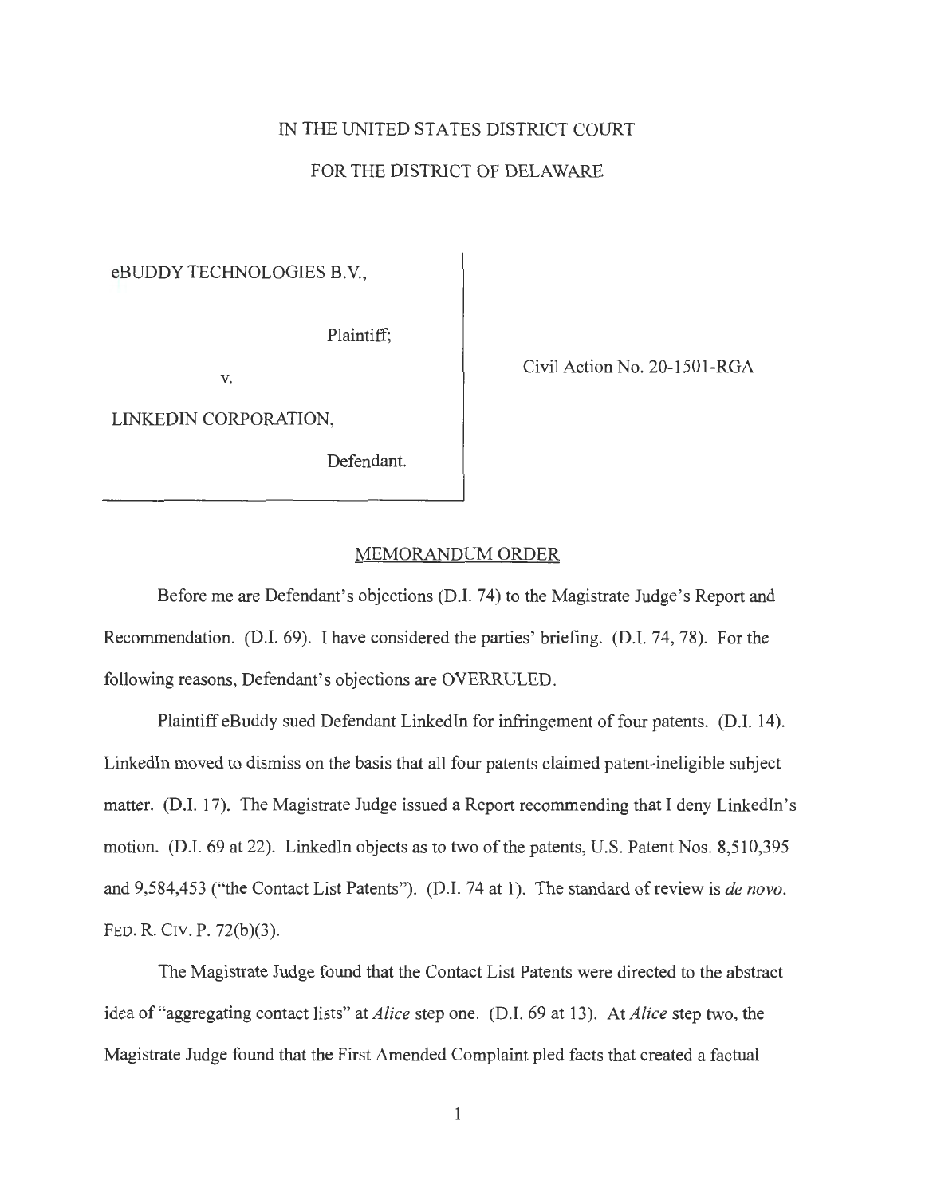IN THE UNITED STATES DISTRICT COURT

FOR THE DISTRICT OF DELAWARE

eBUDDY TECHNOLOGIES B.V.,

Plaintiff;

v.

LINKEDIN CORPORATION,

Defendant.

Civil Action No. 20-1501-RGA

## MEMORANDUM ORDER

Before me are Defendant's objections (D.I. 74) to the Magistrate Judge's Report and Recommendation. (D.I. 69). I have considered the parties' briefing. (D.I. 74, 78). For the following reasons, Defendant's objections are OVERRULED.

Plaintiff eBuddy sued Defendant LinkedIn for infringement of four patents. (D.I. 14). LinkedIn moved to dismiss on the basis that all four patents claimed patent-ineligible subject matter. (D.I. 17). The Magistrate Judge issued a Report recommending that I deny LinkedIn's motion. (D.I. 69 at 22). LinkedIn objects as to two of the patents, U.S. Patent Nos. 8,510,395 and 9,584,453 ("the Contact List Patents"). (D.I. 74 at 1). The standard of review is *de novo*. FED. R. CIV. P. 72(b)(3).

The Magistrate Judge found that the Contact List Patents were directed to the abstract idea of "aggregating contact lists" at *Alice* step one. (D.I. 69 at 13). At *Alice* step two, the Magistrate Judge found that the First Amended Complaint pled facts that created a factual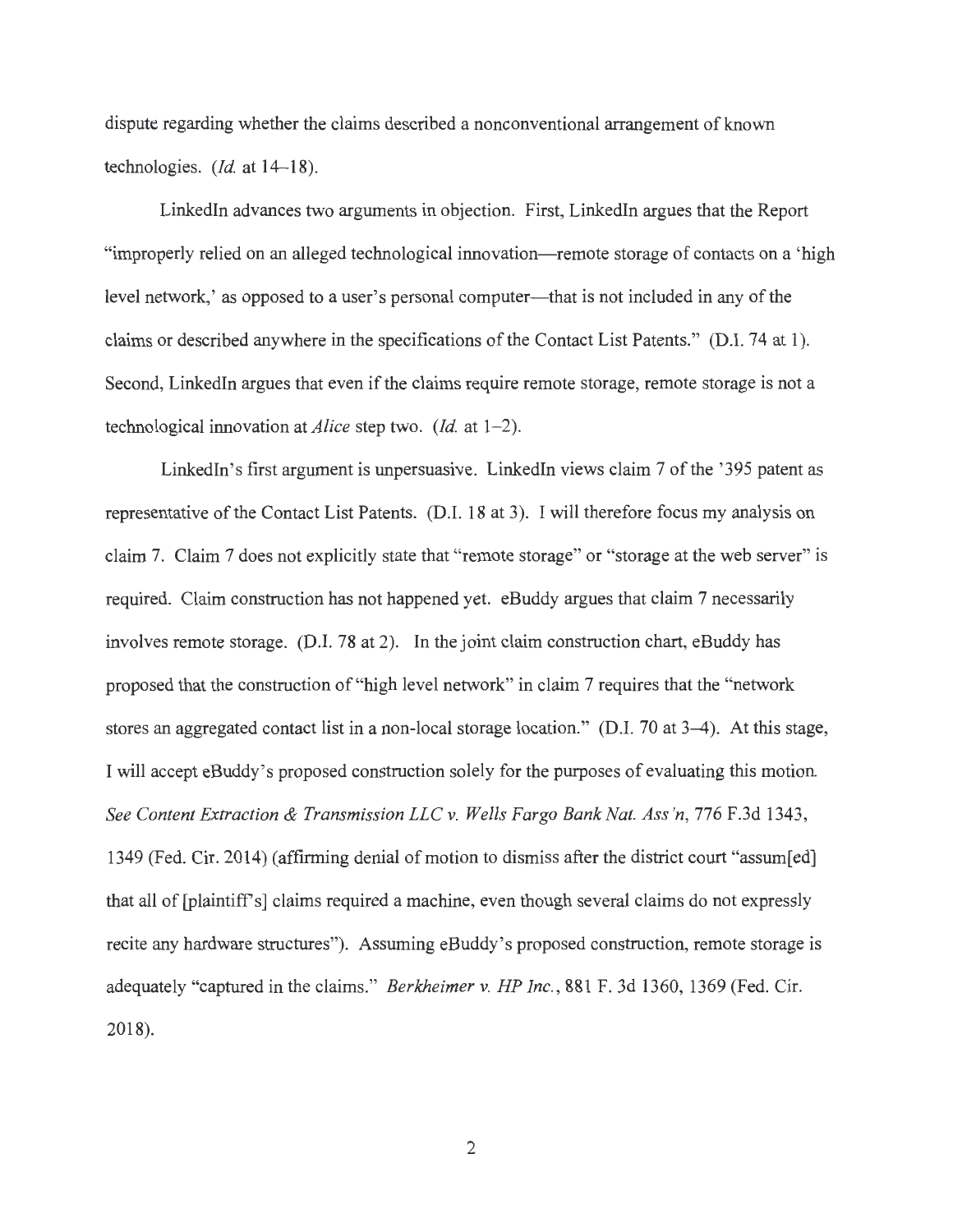dispute regarding whether the claims described a nonconventional arrangement of known technologies. (*Id.* at 14–18).

LinkedIn advances two arguments in objection. First, LinkedIn argues that the Report "improperly relied on an alleged technological innovation—remote storage of contacts on a 'high level network,' as opposed to a user's personal computer—that is not included in any of the claims or described anywhere in the specifications of the Contact List Patents." (D.I. 74 at 1). Second, LinkedIn argues that even if the claims require remote storage, remote storage is not a technological innovation at *Alice* step two. (*Id.* at 1–2).

LinkedIn's first argument is unpersuasive. LinkedIn views claim 7 of the '395 patent as representative of the Contact List Patents. (D.I. 18 at 3). I will therefore focus my analysis on claim 7. Claim 7 does not explicitly state that "remote storage" or "storage at the web server" is required. Claim construction has not happened yet. eBuddy argues that claim 7 necessarily involves remote storage. (D.I. 78 at 2). In the joint claim construction chart, eBuddy has proposed that the construction of "high level network" in claim 7 requires that the "network stores an aggregated contact list in a non-local storage location." (D.I. 70 at 3–4). At this stage, I will accept eBuddy's proposed construction solely for the purposes of evaluating this motion. *See Content Extraction & Transmission LLC v. Wells Fargo Bank Nat. Ass'n*, 776 F.3d 1343, 1349 (Fed. Cir. 2014) (affirming denial of motion to dismiss after the district court "assum[ed] that all of [plaintiff's] claims required a machine, even though several claims do not expressly recite any hardware structures"). Assuming eBuddy's proposed construction, remote storage is adequately "captured in the claims." *Berkheimer v. HP Inc.*, 881 F. 3d 1360, 1369 (Fed. Cir. 2018).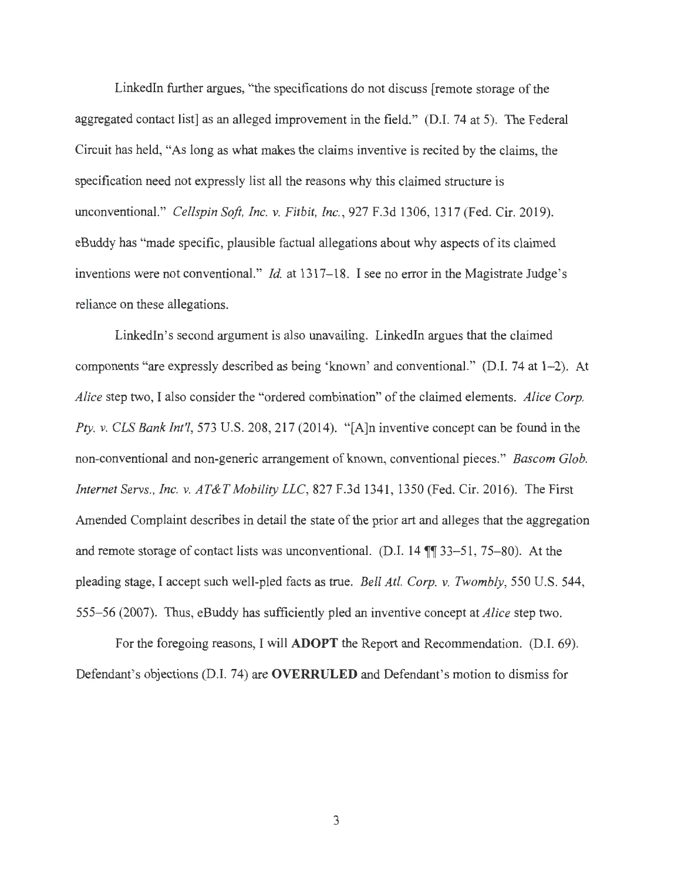LinkedIn further argues, "the specifications do not discuss [remote storage of the aggregated contact list] as an alleged improvement in the field." (D.I. 74 at 5). The Federal Circuit has held, "As long as what makes the claims inventive is recited by the claims, the specification need not expressly list all the reasons why this claimed structure is unconventional." *Cellspin Soft, Inc. v. Fitbit, Inc.*, 927 F.3d 1306, 1317 (Fed. Cir. 2019). eBuddy has "made specific, plausible factual allegations about why aspects of its claimed inventions were not conventional." *Id.* at 1317–18. I see no error in the Magistrate Judge's reliance on these allegations.

LinkedIn's second argument is also unavailing. LinkedIn argues that the claimed components "are expressly described as being 'known' and conventional." (D.I. 74 at 1–2). At *Alice* step two, I also consider the "ordered combination" of the claimed elements. *Alice Corp. Pty. v. CLS Bank Int'l*, 573 U.S. 208, 217 (2014). "[A]n inventive concept can be found in the non-conventional and non-generic arrangement of known, conventional pieces." *Bascom Glob. Internet Servs., Inc. v. AT&T Mobility LLC*, 827 F.3d 1341, 1350 (Fed. Cir. 2016). The First Amended Complaint describes in detail the state of the prior art and alleges that the aggregation and remote storage of contact lists was unconventional. (D.I. 14 ¶¶ 33–51, 75–80). At the pleading stage, I accept such well-pled facts as true. *Bell Atl. Corp. v. Twombly*, 550 U.S. 544, 555–56 (2007). Thus, eBuddy has sufficiently pled an inventive concept at *Alice* step two.

For the foregoing reasons, I will **ADOPT** the Report and Recommendation. (D.I. 69). Defendant's objections (D.I. 74) are **OVERRULED** and Defendant's motion to dismiss for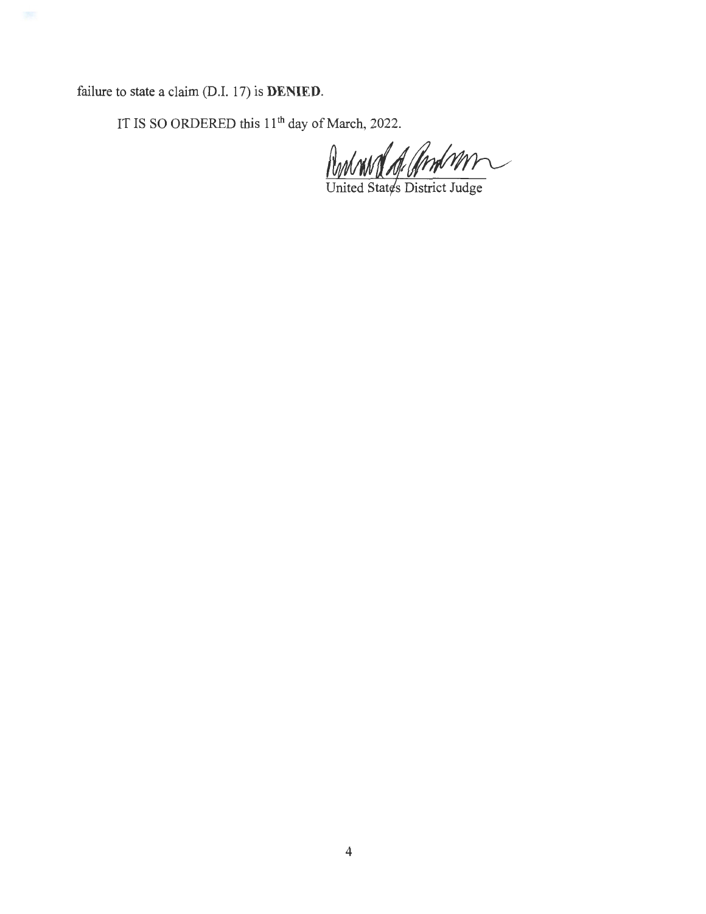failure to state a claim (D.I. 17) is **DENIED**.

IT IS SO ORDERED this 11th day of March, 2022.

United States District Judge